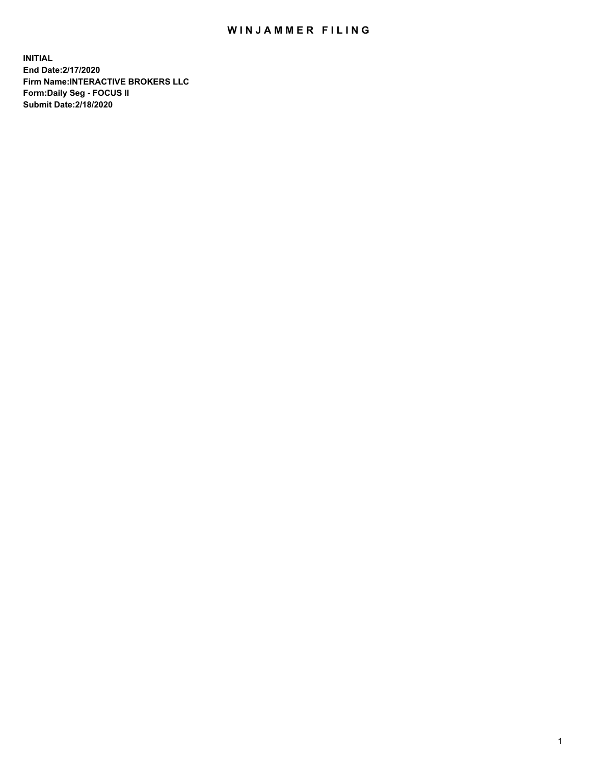# WINJAMMER FILING

**INITIAL**
**End Date:2/17/2020**
**Firm Name:INTERACTIVE BROKERS LLC**
**Form:Daily Seg - FOCUS II**
**Submit Date:2/18/2020**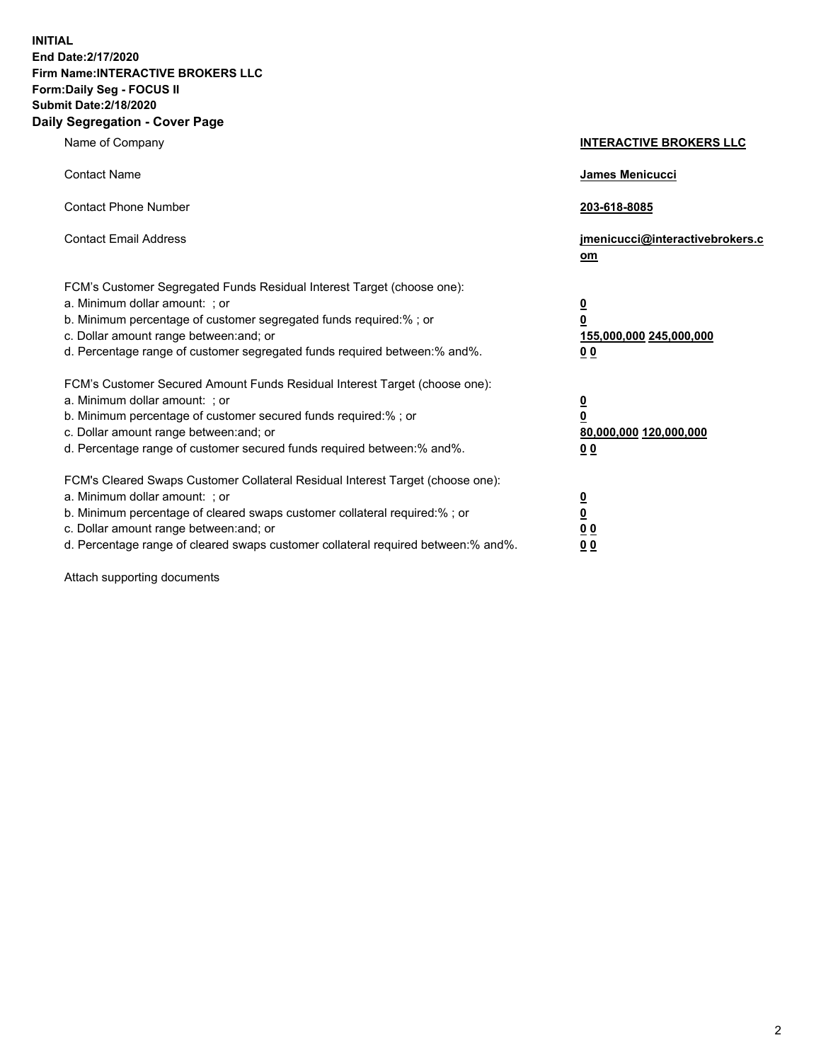**INITIAL**
**End Date:2/17/2020**
**Firm Name:INTERACTIVE BROKERS LLC**
**Form:Daily Seg - FOCUS II**
**Submit Date:2/18/2020**

## Daily Segregation - Cover Page

| | |
|---|---|
| Name of Company | **INTERACTIVE BROKERS LLC** |
| Contact Name | **James Menicucci** |
| Contact Phone Number | **203-618-8085** |
| Contact Email Address | **jmenicucci@interactivebrokers.com** |

FCM's Customer Segregated Funds Residual Interest Target (choose one):

| | |
|---|---|
| a. Minimum dollar amount: ; or | **0** |
| b. Minimum percentage of customer segregated funds required:% ; or | **0** |
| c. Dollar amount range between:and; or | **155,000,000 245,000,000** |
| d. Percentage range of customer segregated funds required between:% and%. | **0 0** |

FCM's Customer Secured Amount Funds Residual Interest Target (choose one):

| | |
|---|---|
| a. Minimum dollar amount: ; or | **0** |
| b. Minimum percentage of customer secured funds required:% ; or | **0** |
| c. Dollar amount range between:and; or | **80,000,000 120,000,000** |
| d. Percentage range of customer secured funds required between:% and%. | **0 0** |

FCM's Cleared Swaps Customer Collateral Residual Interest Target (choose one):

| | |
|---|---|
| a. Minimum dollar amount: ; or | **0** |
| b. Minimum percentage of cleared swaps customer collateral required:% ; or | **0** |
| c. Dollar amount range between:and; or | **0 0** |
| d. Percentage range of cleared swaps customer collateral required between:% and%. | **0 0** |

Attach supporting documents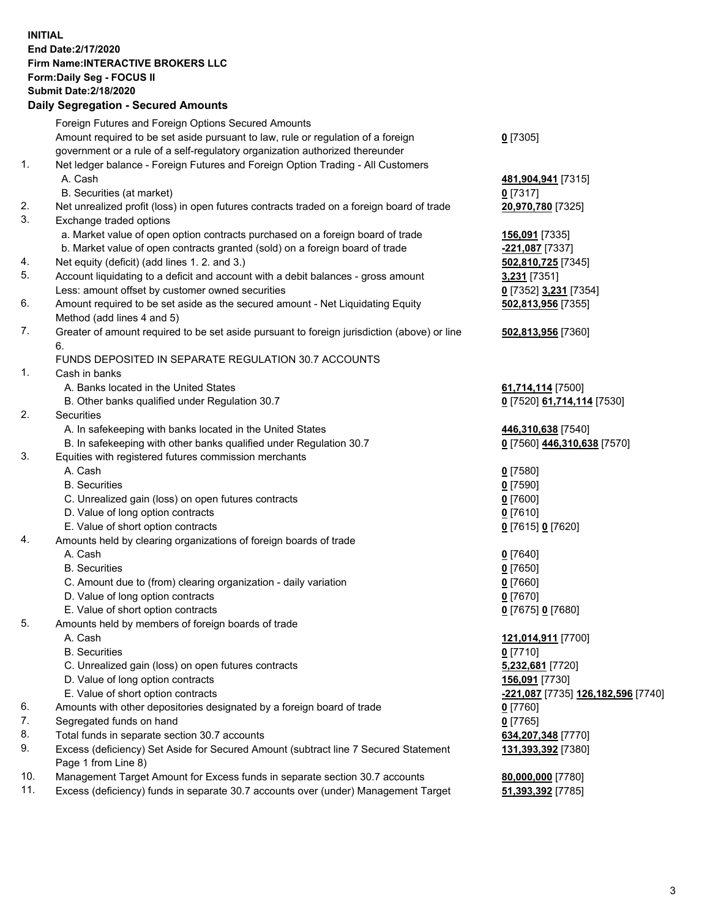**INITIAL**
**End Date:2/17/2020**
**Firm Name:INTERACTIVE BROKERS LLC**
**Form:Daily Seg - FOCUS II**
**Submit Date:2/18/2020**

## Daily Segregation - Secured Amounts

| | | |
|---|---|---|
| | Foreign Futures and Foreign Options Secured Amounts | |
| | Amount required to be set aside pursuant to law, rule or regulation of a foreign government or a rule of a self-regulatory organization authorized thereunder | **0** [7305] |
| 1. | Net ledger balance - Foreign Futures and Foreign Option Trading - All Customers | |
| | A. Cash | **481,904,941** [7315] |
| | B. Securities (at market) | **0** [7317] |
| 2. | Net unrealized profit (loss) in open futures contracts traded on a foreign board of trade | **20,970,780** [7325] |
| 3. | Exchange traded options | |
| | a. Market value of open option contracts purchased on a foreign board of trade | **156,091** [7335] |
| | b. Market value of open contracts granted (sold) on a foreign board of trade | **-221,087** [7337] |
| 4. | Net equity (deficit) (add lines 1. 2. and 3.) | **502,810,725** [7345] |
| 5. | Account liquidating to a deficit and account with a debit balances - gross amount | **3,231** [7351] |
| | Less: amount offset by customer owned securities | **0** [7352] **3,231** [7354] |
| 6. | Amount required to be set aside as the secured amount - Net Liquidating Equity Method (add lines 4 and 5) | **502,813,956** [7355] |
| 7. | Greater of amount required to be set aside pursuant to foreign jurisdiction (above) or line 6. | **502,813,956** [7360] |
| | FUNDS DEPOSITED IN SEPARATE REGULATION 30.7 ACCOUNTS | |
| 1. | Cash in banks | |
| | A. Banks located in the United States | **61,714,114** [7500] |
| | B. Other banks qualified under Regulation 30.7 | **0** [7520] **61,714,114** [7530] |
| 2. | Securities | |
| | A. In safekeeping with banks located in the United States | **446,310,638** [7540] |
| | B. In safekeeping with other banks qualified under Regulation 30.7 | **0** [7560] **446,310,638** [7570] |
| 3. | Equities with registered futures commission merchants | |
| | A. Cash | **0** [7580] |
| | B. Securities | **0** [7590] |
| | C. Unrealized gain (loss) on open futures contracts | **0** [7600] |
| | D. Value of long option contracts | **0** [7610] |
| | E. Value of short option contracts | **0** [7615] **0** [7620] |
| 4. | Amounts held by clearing organizations of foreign boards of trade | |
| | A. Cash | **0** [7640] |
| | B. Securities | **0** [7650] |
| | C. Amount due to (from) clearing organization - daily variation | **0** [7660] |
| | D. Value of long option contracts | **0** [7670] |
| | E. Value of short option contracts | **0** [7675] **0** [7680] |
| 5. | Amounts held by members of foreign boards of trade | |
| | A. Cash | **121,014,911** [7700] |
| | B. Securities | **0** [7710] |
| | C. Unrealized gain (loss) on open futures contracts | **5,232,681** [7720] |
| | D. Value of long option contracts | **156,091** [7730] |
| | E. Value of short option contracts | **-221,087** [7735] **126,182,596** [7740] |
| 6. | Amounts with other depositories designated by a foreign board of trade | **0** [7760] |
| 7. | Segregated funds on hand | **0** [7765] |
| 8. | Total funds in separate section 30.7 accounts | **634,207,348** [7770] |
| 9. | Excess (deficiency) Set Aside for Secured Amount (subtract line 7 Secured Statement Page 1 from Line 8) | **131,393,392** [7380] |
| 10. | Management Target Amount for Excess funds in separate section 30.7 accounts | **80,000,000** [7780] |
| 11. | Excess (deficiency) funds in separate 30.7 accounts over (under) Management Target | **51,393,392** [7785] |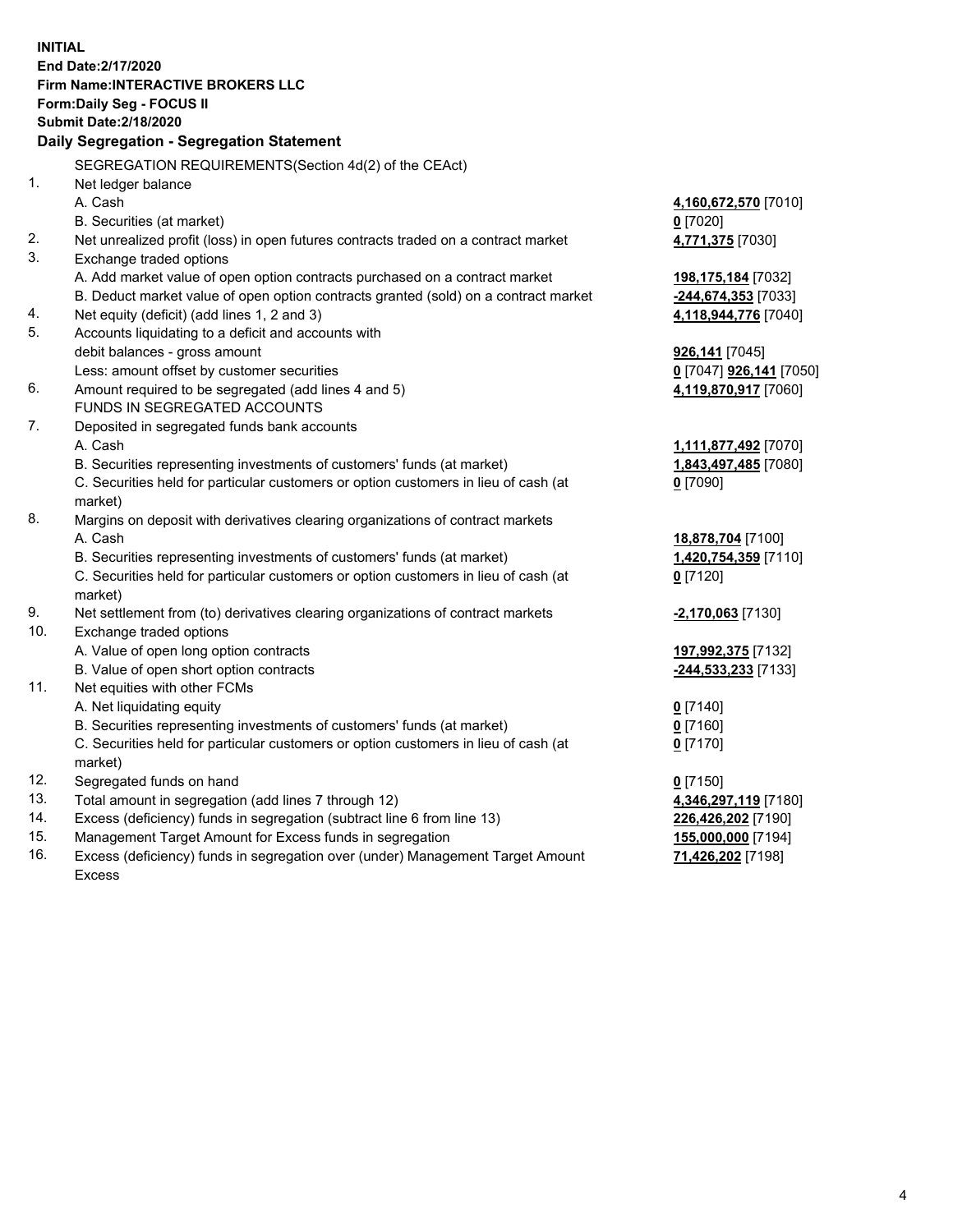**INITIAL**
**End Date:2/17/2020**
**Firm Name:INTERACTIVE BROKERS LLC**
**Form:Daily Seg - FOCUS II**
**Submit Date:2/18/2020**

**Daily Segregation - Segregation Statement**

| | | |
|---|---|---|
| | SEGREGATION REQUIREMENTS(Section 4d(2) of the CEAct) | |
| 1. | Net ledger balance | |
| | A. Cash | **4,160,672,570** [7010] |
| | B. Securities (at market) | **0** [7020] |
| 2. | Net unrealized profit (loss) in open futures contracts traded on a contract market | **4,771,375** [7030] |
| 3. | Exchange traded options | |
| | A. Add market value of open option contracts purchased on a contract market | **198,175,184** [7032] |
| | B. Deduct market value of open option contracts granted (sold) on a contract market | **-244,674,353** [7033] |
| 4. | Net equity (deficit) (add lines 1, 2 and 3) | **4,118,944,776** [7040] |
| 5. | Accounts liquidating to a deficit and accounts with | |
| | debit balances - gross amount | **926,141** [7045] |
| | Less: amount offset by customer securities | **0** [7047] **926,141** [7050] |
| 6. | Amount required to be segregated (add lines 4 and 5) | **4,119,870,917** [7060] |
| | FUNDS IN SEGREGATED ACCOUNTS | |
| 7. | Deposited in segregated funds bank accounts | |
| | A. Cash | **1,111,877,492** [7070] |
| | B. Securities representing investments of customers' funds (at market) | **1,843,497,485** [7080] |
| | C. Securities held for particular customers or option customers in lieu of cash (at market) | **0** [7090] |
| 8. | Margins on deposit with derivatives clearing organizations of contract markets | |
| | A. Cash | **18,878,704** [7100] |
| | B. Securities representing investments of customers' funds (at market) | **1,420,754,359** [7110] |
| | C. Securities held for particular customers or option customers in lieu of cash (at market) | **0** [7120] |
| 9. | Net settlement from (to) derivatives clearing organizations of contract markets | **-2,170,063** [7130] |
| 10. | Exchange traded options | |
| | A. Value of open long option contracts | **197,992,375** [7132] |
| | B. Value of open short option contracts | **-244,533,233** [7133] |
| 11. | Net equities with other FCMs | |
| | A. Net liquidating equity | **0** [7140] |
| | B. Securities representing investments of customers' funds (at market) | **0** [7160] |
| | C. Securities held for particular customers or option customers in lieu of cash (at market) | **0** [7170] |
| 12. | Segregated funds on hand | **0** [7150] |
| 13. | Total amount in segregation (add lines 7 through 12) | **4,346,297,119** [7180] |
| 14. | Excess (deficiency) funds in segregation (subtract line 6 from line 13) | **226,426,202** [7190] |
| 15. | Management Target Amount for Excess funds in segregation | **155,000,000** [7194] |
| 16. | Excess (deficiency) funds in segregation over (under) Management Target Amount Excess | **71,426,202** [7198] |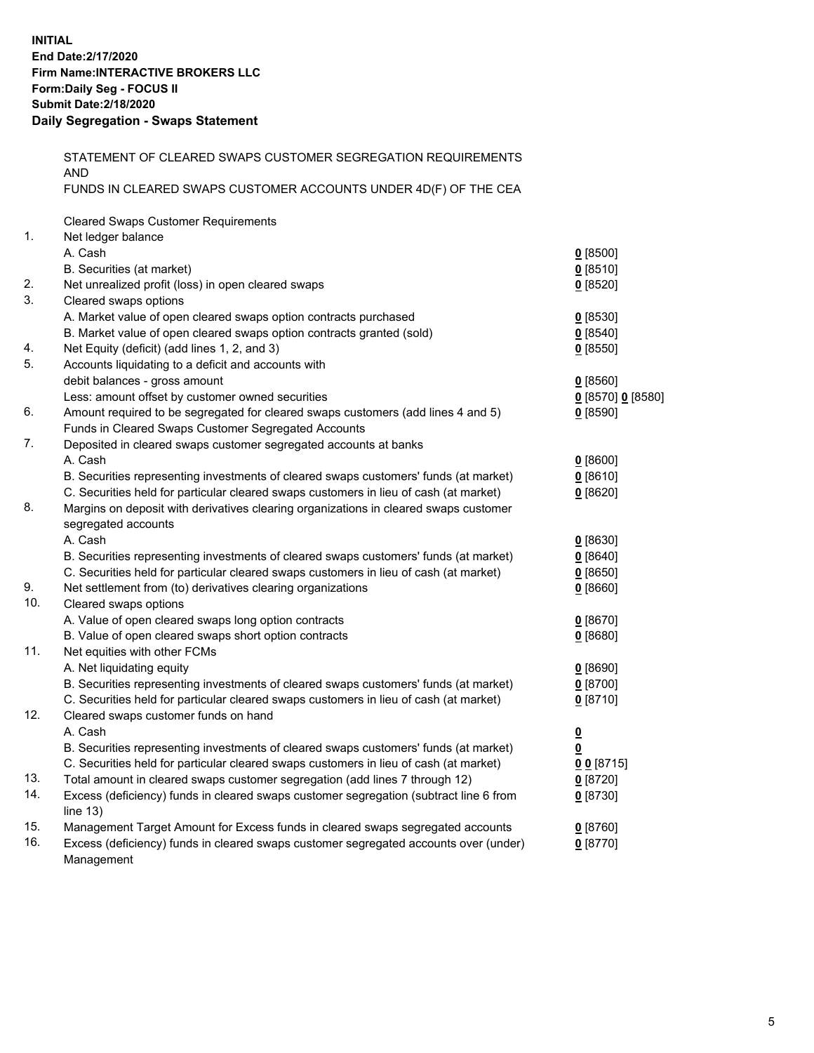**INITIAL**
**End Date:2/17/2020**
**Firm Name:INTERACTIVE BROKERS LLC**
**Form:Daily Seg - FOCUS II**
**Submit Date:2/18/2020**
**Daily Segregation - Swaps Statement**

STATEMENT OF CLEARED SWAPS CUSTOMER SEGREGATION REQUIREMENTS AND FUNDS IN CLEARED SWAPS CUSTOMER ACCOUNTS UNDER 4D(F) OF THE CEA

| | | |
|---|---|---|
| | Cleared Swaps Customer Requirements | |
| 1. | Net ledger balance | |
| | A. Cash | **0** [8500] |
| | B. Securities (at market) | **0** [8510] |
| 2. | Net unrealized profit (loss) in open cleared swaps | **0** [8520] |
| 3. | Cleared swaps options | |
| | A. Market value of open cleared swaps option contracts purchased | **0** [8530] |
| | B. Market value of open cleared swaps option contracts granted (sold) | **0** [8540] |
| 4. | Net Equity (deficit) (add lines 1, 2, and 3) | **0** [8550] |
| 5. | Accounts liquidating to a deficit and accounts with | |
| | debit balances - gross amount | **0** [8560] |
| | Less: amount offset by customer owned securities | **0** [8570] **0** [8580] |
| 6. | Amount required to be segregated for cleared swaps customers (add lines 4 and 5) | **0** [8590] |
| | Funds in Cleared Swaps Customer Segregated Accounts | |
| 7. | Deposited in cleared swaps customer segregated accounts at banks | |
| | A. Cash | **0** [8600] |
| | B. Securities representing investments of cleared swaps customers' funds (at market) | **0** [8610] |
| | C. Securities held for particular cleared swaps customers in lieu of cash (at market) | **0** [8620] |
| 8. | Margins on deposit with derivatives clearing organizations in cleared swaps customer segregated accounts | |
| | A. Cash | **0** [8630] |
| | B. Securities representing investments of cleared swaps customers' funds (at market) | **0** [8640] |
| | C. Securities held for particular cleared swaps customers in lieu of cash (at market) | **0** [8650] |
| 9. | Net settlement from (to) derivatives clearing organizations | **0** [8660] |
| 10. | Cleared swaps options | |
| | A. Value of open cleared swaps long option contracts | **0** [8670] |
| | B. Value of open cleared swaps short option contracts | **0** [8680] |
| 11. | Net equities with other FCMs | |
| | A. Net liquidating equity | **0** [8690] |
| | B. Securities representing investments of cleared swaps customers' funds (at market) | **0** [8700] |
| | C. Securities held for particular cleared swaps customers in lieu of cash (at market) | **0** [8710] |
| 12. | Cleared swaps customer funds on hand | |
| | A. Cash | **0** |
| | B. Securities representing investments of cleared swaps customers' funds (at market) | **0** |
| | C. Securities held for particular cleared swaps customers in lieu of cash (at market) | **0** **0** [8715] |
| 13. | Total amount in cleared swaps customer segregation (add lines 7 through 12) | **0** [8720] |
| 14. | Excess (deficiency) funds in cleared swaps customer segregation (subtract line 6 from line 13) | **0** [8730] |
| 15. | Management Target Amount for Excess funds in cleared swaps segregated accounts | **0** [8760] |
| 16. | Excess (deficiency) funds in cleared swaps customer segregated accounts over (under) Management | **0** [8770] |